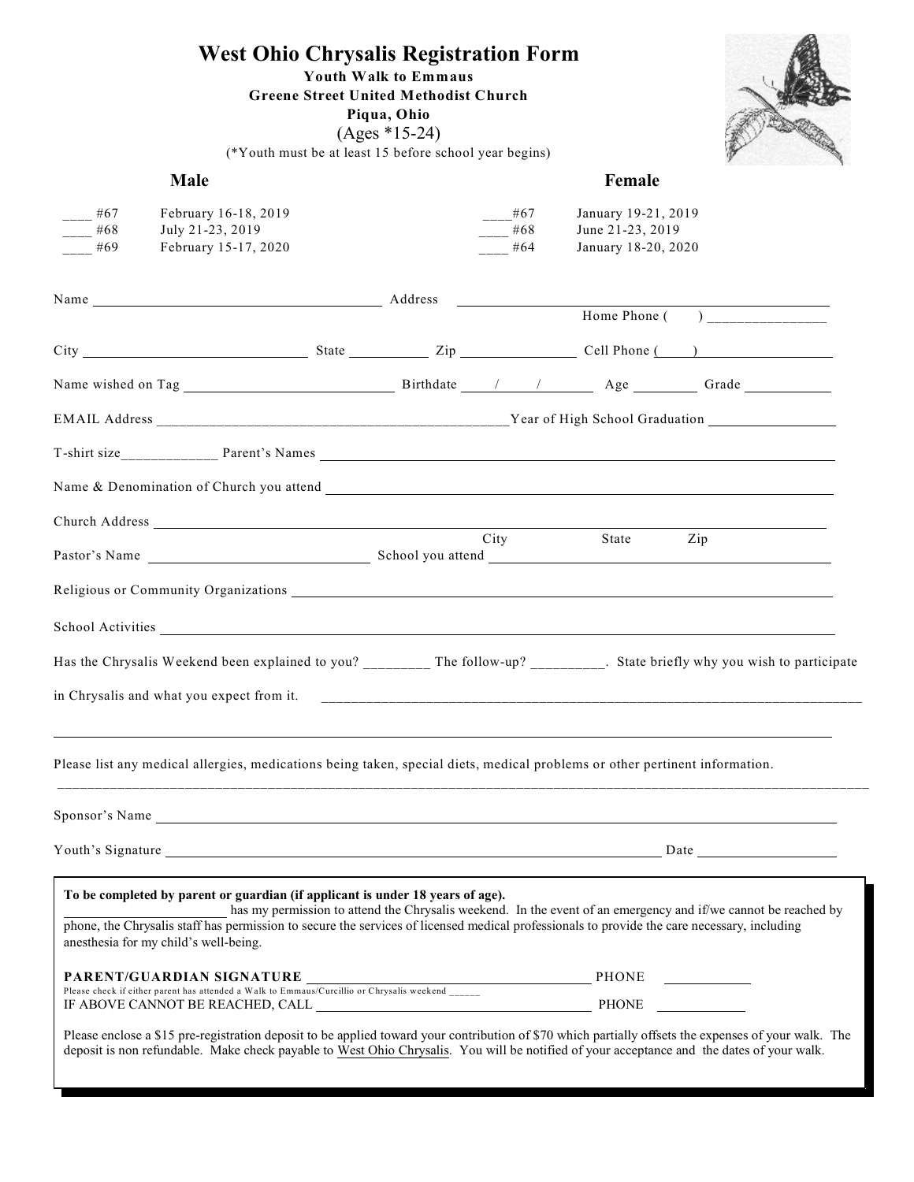# West Ohio Chrysalis Registration Form

**Youth Walk to Emmaus**
**Greene Street United Methodist Church**
**Piqua, Ohio**
(Ages *15-24)
(*Youth must be at least 15 before school year begins)

| **Male** | | **Female** | |
|---|---|---|---|
| ____ #67 | February 16-18, 2019 | ____#67 | January 19-21, 2019 |
| ____ #68 | July 21-23, 2019 | ____ #68 | June 21-23, 2019 |
| ____ #69 | February 15-17, 2020 | ____ #64 | January 18-20, 2020 |

Name ______________________________ Address ______________________________
Home Phone ( ) _______________

City ______________________ State __________ Zip ______________ Cell Phone ( ) ________________

Name wished on Tag ______________________ Birthdate ____/____/______ Age ________ Grade __________

EMAIL Address _____________________________________________Year of High School Graduation ________________

T-shirt size____________ Parent's Names ______________________________________________

Name & Denomination of Church you attend ______________________________________________

Church Address ______________________________________________
City State Zip

Pastor's Name ___________________________ School you attend ___________________________

Religious or Community Organizations ______________________________________________

School Activities ______________________________________________

Has the Chrysalis Weekend been explained to you? ________ The follow-up? _________. State briefly why you wish to participate in Chrysalis and what you expect from it. ______________________________________________

______________________________________________

Please list any medical allergies, medications being taken, special diets, medical problems or other pertinent information.

______________________________________________

Sponsor's Name ______________________________________________

Youth's Signature ______________________________________________ Date ________________

---

**To be completed by parent or guardian (if applicant is under 18 years of age).**
______________________ has my permission to attend the Chrysalis weekend. In the event of an emergency and if/we cannot be reached by phone, the Chrysalis staff has permission to secure the services of licensed medical professionals to provide the care necessary, including anesthesia for my child's well-being.

**PARENT/GUARDIAN SIGNATURE** ______________________________ PHONE __________
Please check if either parent has attended a Walk to Emmaus/Curcillio or Chrysalis weekend _____
IF ABOVE CANNOT BE REACHED, CALL ______________________________ PHONE __________

Please enclose a $15 pre-registration deposit to be applied toward your contribution of $70 which partially offsets the expenses of your walk. The deposit is non refundable. Make check payable to West Ohio Chrysalis. You will be notified of your acceptance and the dates of your walk.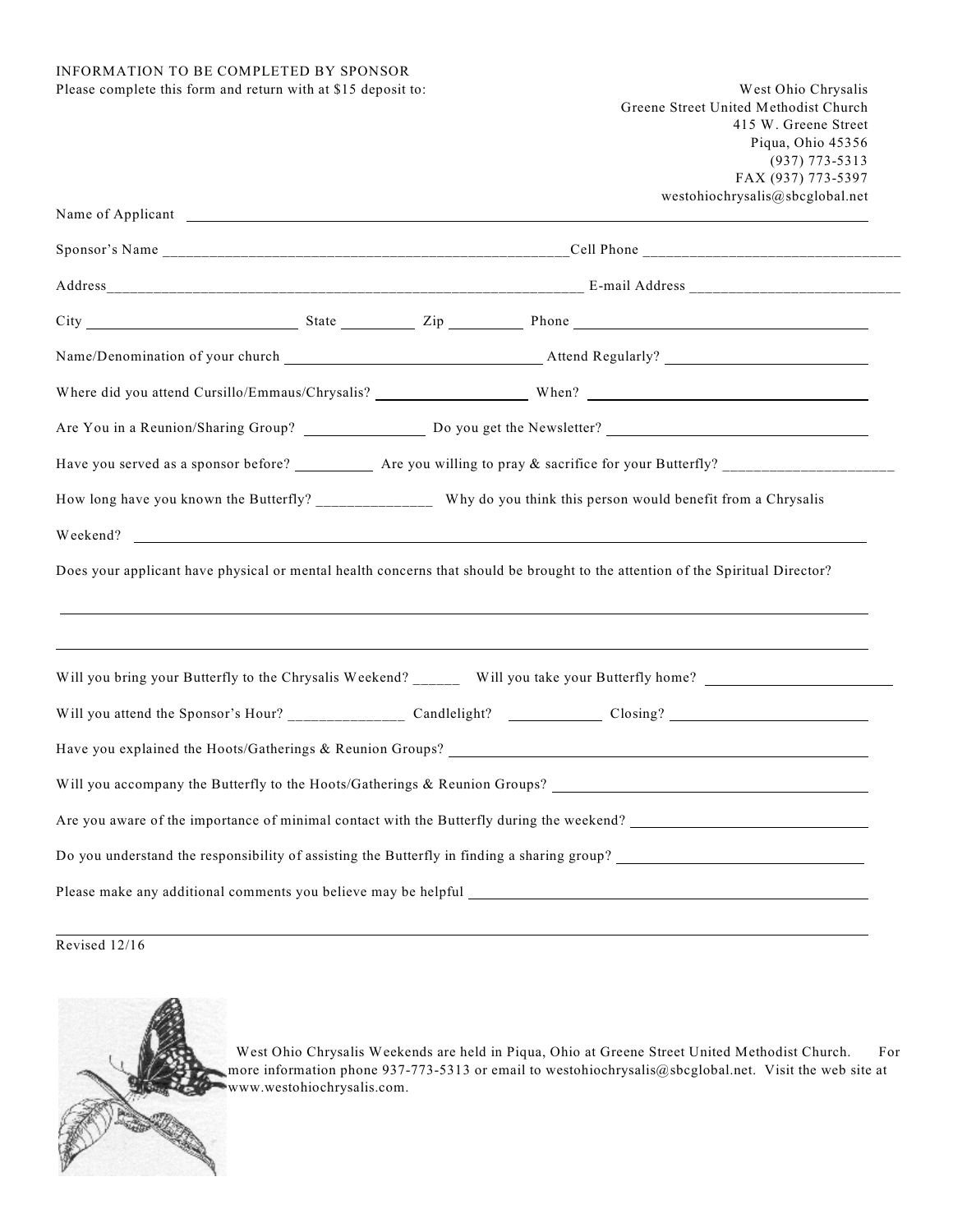INFORMATION TO BE COMPLETED BY SPONSOR

Please complete this form and return with at $15 deposit to:

West Ohio Chrysalis
Greene Street United Methodist Church
415 W. Greene Street
Piqua, Ohio 45356
(937) 773-5313
FAX (937) 773-5397
westohiochrysalis@sbcglobal.net

Name of Applicant ______________________________

Sponsor's Name ______________________________ Cell Phone ______________________________

Address ______________________________ E-mail Address ______________________________

City ______________ State ________ Zip ________ Phone ______________________________

Name/Denomination of your church ______________________________ Attend Regularly? ______________

Where did you attend Cursillo/Emmaus/Chrysalis? ______________ When? ______________

Are You in a Reunion/Sharing Group? ______________ Do you get the Newsletter? ______________

Have you served as a sponsor before? __________ Are you willing to pray & sacrifice for your Butterfly? ______________

How long have you known the Butterfly? ______________ Why do you think this person would benefit from a Chrysalis Weekend? ______________________________

Does your applicant have physical or mental health concerns that should be brought to the attention of the Spiritual Director?

______________________________

______________________________

Will you bring your Butterfly to the Chrysalis Weekend? ______ Will you take your Butterfly home? ______________

Will you attend the Sponsor's Hour? ______________ Candlelight? ____________ Closing? ______________

Have you explained the Hoots/Gatherings & Reunion Groups? ______________________________

Will you accompany the Butterfly to the Hoots/Gatherings & Reunion Groups? ______________________________

Are you aware of the importance of minimal contact with the Butterfly during the weekend? ______________

Do you understand the responsibility of assisting the Butterfly in finding a sharing group? ______________

Please make any additional comments you believe may be helpful ______________________________

______________________________

Revised 12/16

West Ohio Chrysalis Weekends are held in Piqua, Ohio at Greene Street United Methodist Church. For more information phone 937-773-5313 or email to westohiochrysalis@sbcglobal.net. Visit the web site at www.westohiochrysalis.com.